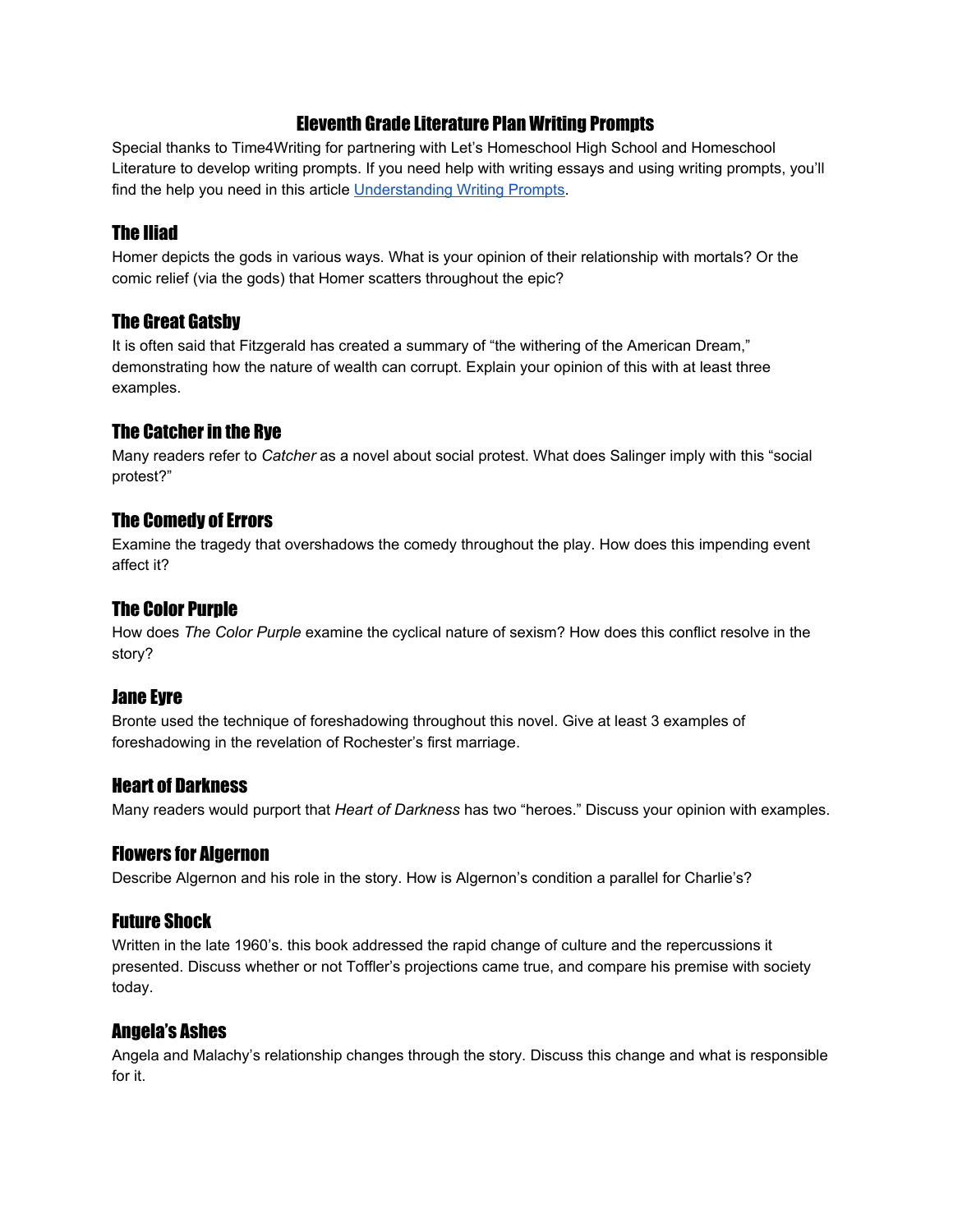# Eleventh Grade Literature Plan Writing Prompts

Special thanks to Time4Writing for partnering with Let's Homeschool High School and Homeschool Literature to develop writing prompts. If you need help with writing essays and using writing prompts, you'll find the help you need in this article [Understanding Writing Prompts](Understanding Writing Prompts).

## The Iliad

Homer depicts the gods in various ways. What is your opinion of their relationship with mortals? Or the comic relief (via the gods) that Homer scatters throughout the epic?

## The Great Gatsby

It is often said that Fitzgerald has created a summary of "the withering of the American Dream," demonstrating how the nature of wealth can corrupt. Explain your opinion of this with at least three examples.

## The Catcher in the Rye

Many readers refer to *Catcher* as a novel about social protest. What does Salinger imply with this "social protest?"

## The Comedy of Errors

Examine the tragedy that overshadows the comedy throughout the play. How does this impending event affect it?

## The Color Purple

How does *The Color Purple* examine the cyclical nature of sexism? How does this conflict resolve in the story?

## Jane Eyre

Bronte used the technique of foreshadowing throughout this novel. Give at least 3 examples of foreshadowing in the revelation of Rochester's first marriage.

## Heart of Darkness

Many readers would purport that *Heart of Darkness* has two "heroes." Discuss your opinion with examples.

## Flowers for Algernon

Describe Algernon and his role in the story. How is Algernon's condition a parallel for Charlie's?

## Future Shock

Written in the late 1960's. this book addressed the rapid change of culture and the repercussions it presented. Discuss whether or not Toffler's projections came true, and compare his premise with society today.

## Angela's Ashes

Angela and Malachy's relationship changes through the story. Discuss this change and what is responsible for it.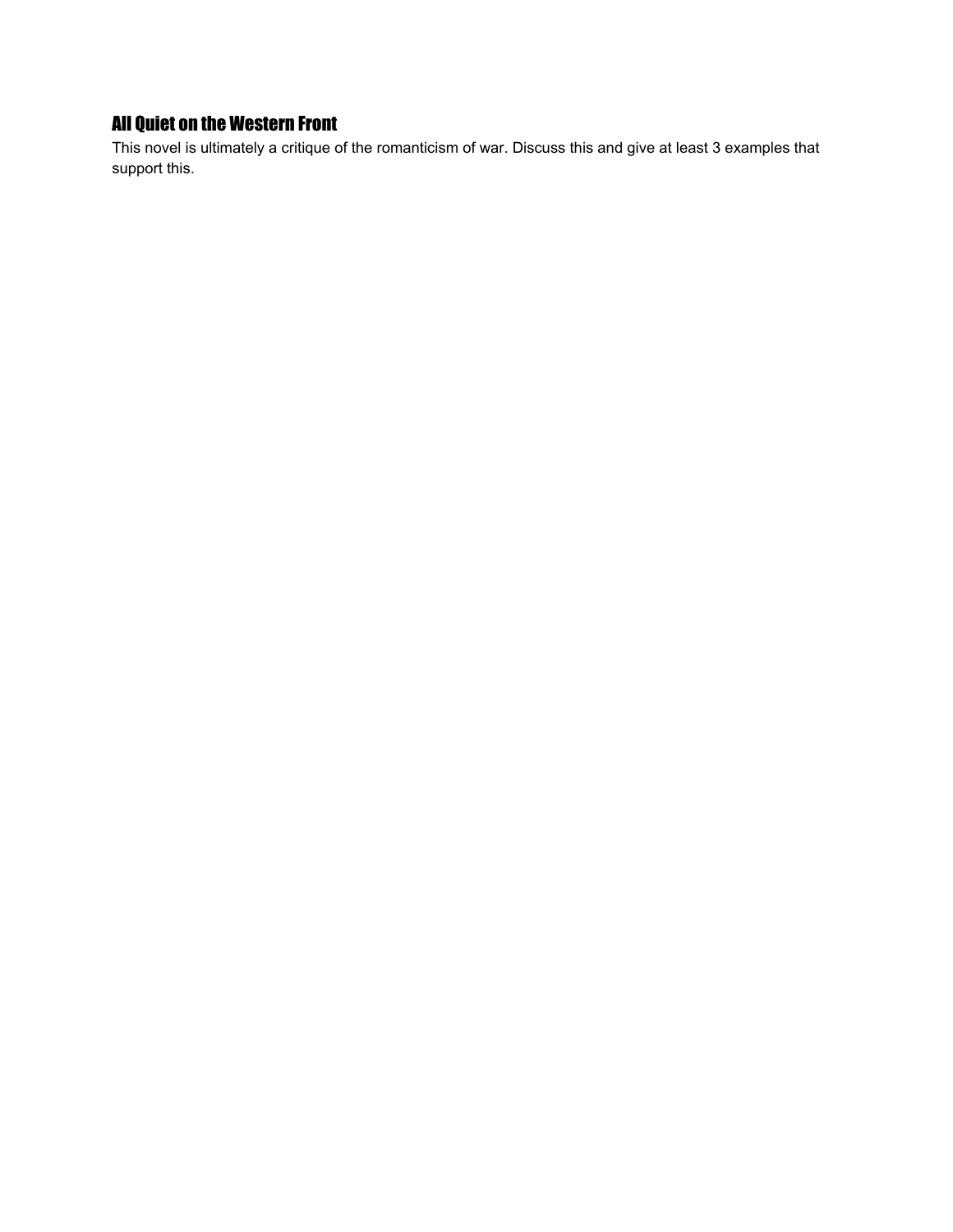## All Quiet on the Western Front

This novel is ultimately a critique of the romanticism of war. Discuss this and give at least 3 examples that support this.